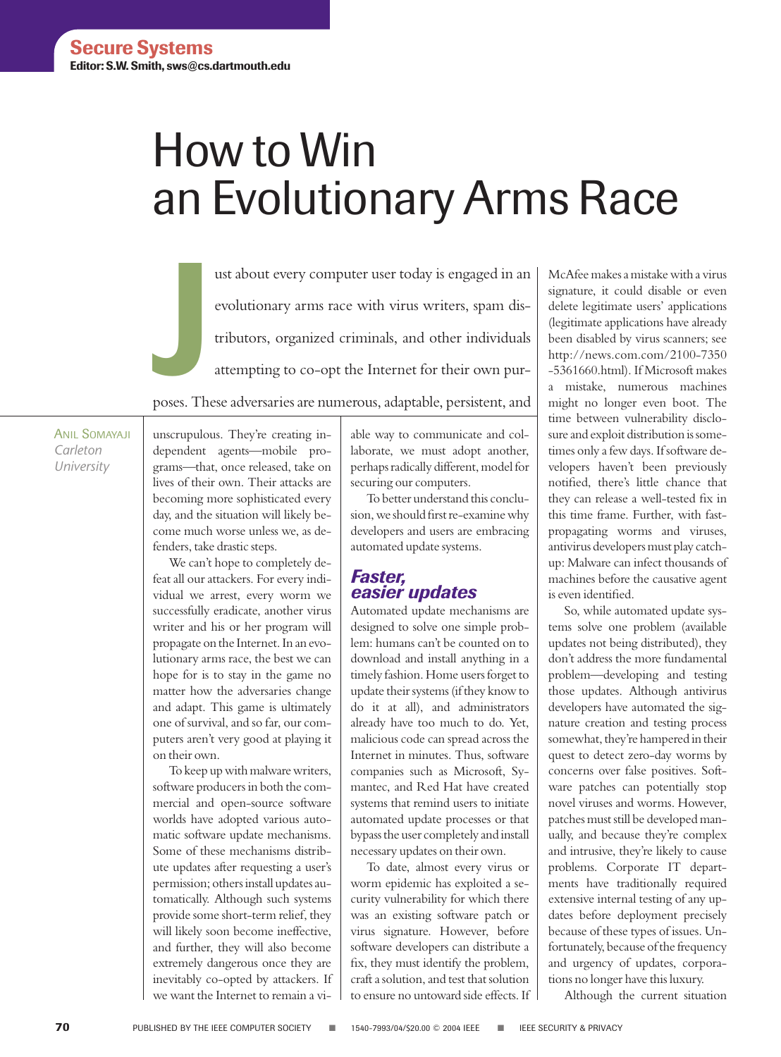Secure Systems

Editor: S.W. Smith, sws@cs.dartmouth.edu

# How to Win an Evolutionary Arms Race

ANIL SOMAYAJI
*Carleton University*

Just about every computer user today is engaged in an evolutionary arms race with virus writers, spam distributors, organized criminals, and other individuals attempting to co-opt the Internet for their own purposes. These adversaries are numerous, adaptable, persistent, and unscrupulous. They're creating independent agents—mobile programs—that, once released, take on lives of their own. Their attacks are becoming more sophisticated every day, and the situation will likely become much worse unless we, as defenders, take drastic steps.

We can't hope to completely defeat all our attackers. For every individual we arrest, every worm we successfully eradicate, another virus writer and his or her program will propagate on the Internet. In an evolutionary arms race, the best we can hope for is to stay in the game no matter how the adversaries change and adapt. This game is ultimately one of survival, and so far, our computers aren't very good at playing it on their own.

To keep up with malware writers, software producers in both the commercial and open-source software worlds have adopted various automatic software update mechanisms. Some of these mechanisms distribute updates after requesting a user's permission; others install updates automatically. Although such systems provide some short-term relief, they will likely soon become ineffective, and further, they will also become extremely dangerous once they are inevitably co-opted by attackers. If we want the Internet to remain a viable way to communicate and collaborate, we must adopt another, perhaps radically different, model for securing our computers.

To better understand this conclusion, we should first re-examine why developers and users are embracing automated update systems.

## Faster, easier updates

Automated update mechanisms are designed to solve one simple problem: humans can't be counted on to download and install anything in a timely fashion. Home users forget to update their systems (if they know to do it at all), and administrators already have too much to do. Yet, malicious code can spread across the Internet in minutes. Thus, software companies such as Microsoft, Symantec, and Red Hat have created systems that remind users to initiate automated update processes or that bypass the user completely and install necessary updates on their own.

To date, almost every virus or worm epidemic has exploited a security vulnerability for which there was an existing software patch or virus signature. However, before software developers can distribute a fix, they must identify the problem, craft a solution, and test that solution to ensure no untoward side effects. If McAfee makes a mistake with a virus signature, it could disable or even delete legitimate users' applications (legitimate applications have already been disabled by virus scanners; see http://news.com.com/2100-7350-5361660.html). If Microsoft makes a mistake, numerous machines might no longer even boot. The time between vulnerability disclosure and exploit distribution is sometimes only a few days. If software developers haven't been previously notified, there's little chance that they can release a well-tested fix in this time frame. Further, with fast-propagating worms and viruses, antivirus developers must play catch-up: Malware can infect thousands of machines before the causative agent is even identified.

So, while automated update systems solve one problem (available updates not being distributed), they don't address the more fundamental problem—developing and testing those updates. Although antivirus developers have automated the signature creation and testing process somewhat, they're hampered in their quest to detect zero-day worms by concerns over false positives. Software patches can potentially stop novel viruses and worms. However, patches must still be developed manually, and because they're complex and intrusive, they're likely to cause problems. Corporate IT departments have traditionally required extensive internal testing of any updates before deployment precisely because of these types of issues. Unfortunately, because of the frequency and urgency of updates, corporations no longer have this luxury.

Although the current situation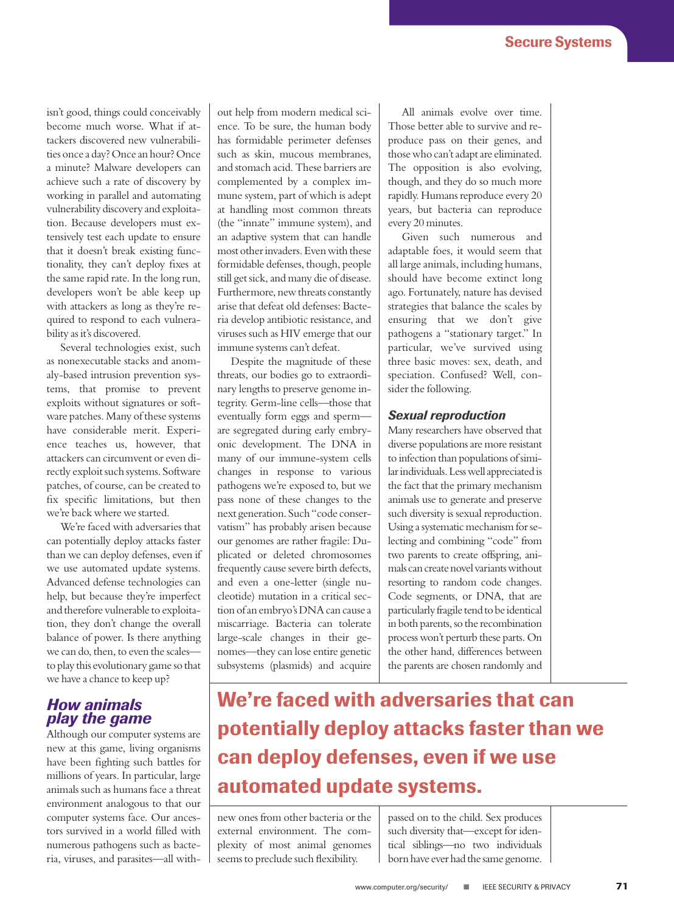isn't good, things could conceivably become much worse. What if attackers discovered new vulnerabilities once a day? Once an hour? Once a minute? Malware developers can achieve such a rate of discovery by working in parallel and automating vulnerability discovery and exploitation. Because developers must extensively test each update to ensure that it doesn't break existing functionality, they can't deploy fixes at the same rapid rate. In the long run, developers won't be able keep up with attackers as long as they're required to respond to each vulnerability as it's discovered.

Several technologies exist, such as nonexecutable stacks and anomaly-based intrusion prevention systems, that promise to prevent exploits without signatures or software patches. Many of these systems have considerable merit. Experience teaches us, however, that attackers can circumvent or even directly exploit such systems. Software patches, of course, can be created to fix specific limitations, but then we're back where we started.

We're faced with adversaries that can potentially deploy attacks faster than we can deploy defenses, even if we use automated update systems. Advanced defense technologies can help, but because they're imperfect and therefore vulnerable to exploitation, they don't change the overall balance of power. Is there anything we can do, then, to even the scales—to play this evolutionary game so that we have a chance to keep up?

## How animals play the game

Although our computer systems are new at this game, living organisms have been fighting such battles for millions of years. In particular, large animals such as humans face a threat environment analogous to that our computer systems face. Our ancestors survived in a world filled with numerous pathogens such as bacteria, viruses, and parasites—all without help from modern medical science. To be sure, the human body has formidable perimeter defenses such as skin, mucous membranes, and stomach acid. These barriers are complemented by a complex immune system, part of which is adept at handling most common threats (the "innate" immune system), and an adaptive system that can handle most other invaders. Even with these formidable defenses, though, people still get sick, and many die of disease. Furthermore, new threats constantly arise that defeat old defenses: Bacteria develop antibiotic resistance, and viruses such as HIV emerge that our immune systems can't defeat.

Despite the magnitude of these threats, our bodies go to extraordinary lengths to preserve genome integrity. Germ-line cells—those that eventually form eggs and sperm—are segregated during early embryonic development. The DNA in many of our immune-system cells changes in response to various pathogens we're exposed to, but we pass none of these changes to the next generation. Such "code conservatism" has probably arisen because our genomes are rather fragile: Duplicated or deleted chromosomes frequently cause severe birth defects, and even a one-letter (single nucleotide) mutation in a critical section of an embryo's DNA can cause a miscarriage. Bacteria can tolerate large-scale changes in their genomes—they can lose entire genetic subsystems (plasmids) and acquire new ones from other bacteria or the external environment. The complexity of most animal genomes seems to preclude such flexibility.

All animals evolve over time. Those better able to survive and reproduce pass on their genes, and those who can't adapt are eliminated. The opposition is also evolving, though, and they do so much more rapidly. Humans reproduce every 20 years, but bacteria can reproduce every 20 minutes.

Given such numerous and adaptable foes, it would seem that all large animals, including humans, should have become extinct long ago. Fortunately, nature has devised strategies that balance the scales by ensuring that we don't give pathogens a "stationary target." In particular, we've survived using three basic moves: sex, death, and speciation. Confused? Well, consider the following.

### Sexual reproduction

Many researchers have observed that diverse populations are more resistant to infection than populations of similar individuals. Less well appreciated is the fact that the primary mechanism animals use to generate and preserve such diversity is sexual reproduction. Using a systematic mechanism for selecting and combining "code" from two parents to create offspring, animals can create novel variants without resorting to random code changes. Code segments, or DNA, that are particularly fragile tend to be identical in both parents, so the recombination process won't perturb these parts. On the other hand, differences between the parents are chosen randomly and passed on to the child. Sex produces such diversity that—except for identical siblings—no two individuals born have ever had the same genome.

**We're faced with adversaries that can potentially deploy attacks faster than we can deploy defenses, even if we use automated update systems.**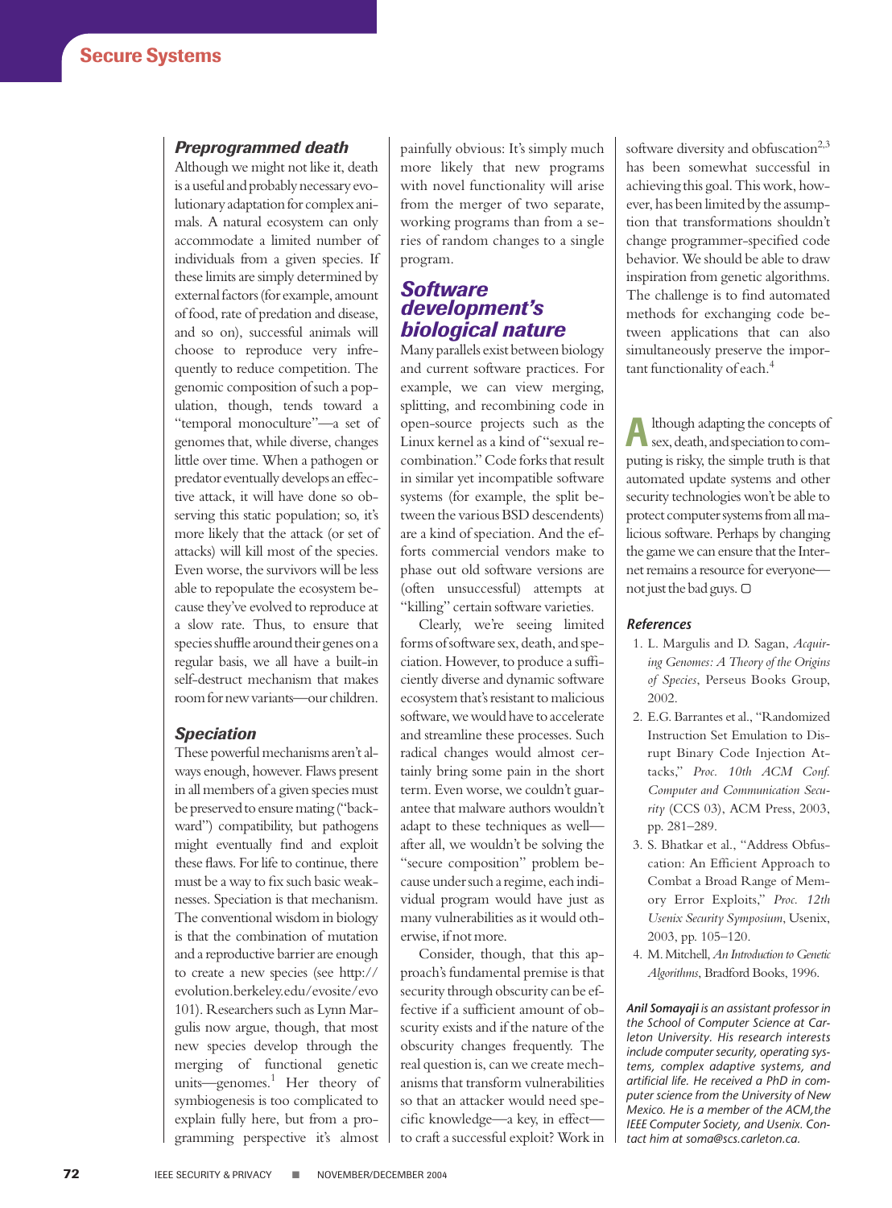### Preprogrammed death

Although we might not like it, death is a useful and probably necessary evolutionary adaptation for complex animals. A natural ecosystem can only accommodate a limited number of individuals from a given species. If these limits are simply determined by external factors (for example, amount of food, rate of predation and disease, and so on), successful animals will choose to reproduce very infrequently to reduce competition. The genomic composition of such a population, though, tends toward a "temporal monoculture"—a set of genomes that, while diverse, changes little over time. When a pathogen or predator eventually develops an effective attack, it will have done so observing this static population; so, it's more likely that the attack (or set of attacks) will kill most of the species. Even worse, the survivors will be less able to repopulate the ecosystem because they've evolved to reproduce at a slow rate. Thus, to ensure that species shuffle around their genes on a regular basis, we all have a built-in self-destruct mechanism that makes room for new variants—our children.

### Speciation

These powerful mechanisms aren't always enough, however. Flaws present in all members of a given species must be preserved to ensure mating ("backward") compatibility, but pathogens might eventually find and exploit these flaws. For life to continue, there must be a way to fix such basic weaknesses. Speciation is that mechanism. The conventional wisdom in biology is that the combination of mutation and a reproductive barrier are enough to create a new species (see http://evolution.berkeley.edu/evosite/evo101). Researchers such as Lynn Margulis now argue, though, that most new species develop through the merging of functional genetic units—genomes.[1] Her theory of symbiogenesis is too complicated to explain fully here, but from a programming perspective it's almost painfully obvious: It's simply much more likely that new programs with novel functionality will arise from the merger of two separate, working programs than from a series of random changes to a single program.

## Software development's biological nature

Many parallels exist between biology and current software practices. For example, we can view merging, splitting, and recombining code in open-source projects such as the Linux kernel as a kind of "sexual recombination." Code forks that result in similar yet incompatible software systems (for example, the split between the various BSD descendents) are a kind of speciation. And the efforts commercial vendors make to phase out old software versions are (often unsuccessful) attempts at "killing" certain software varieties.

Clearly, we're seeing limited forms of software sex, death, and speciation. However, to produce a sufficiently diverse and dynamic software ecosystem that's resistant to malicious software, we would have to accelerate and streamline these processes. Such radical changes would almost certainly bring some pain in the short term. Even worse, we couldn't guarantee that malware authors wouldn't adapt to these techniques as well—after all, we wouldn't be solving the "secure composition" problem because under such a regime, each individual program would have just as many vulnerabilities as it would otherwise, if not more.

Consider, though, that this approach's fundamental premise is that security through obscurity can be effective if a sufficient amount of obscurity exists and if the nature of the obscurity changes frequently. The real question is, can we create mechanisms that transform vulnerabilities so that an attacker would need specific knowledge—a key, in effect—to craft a successful exploit? Work in software diversity and obfuscation[2,3] has been somewhat successful in achieving this goal. This work, however, has been limited by the assumption that transformations shouldn't change programmer-specified code behavior. We should be able to draw inspiration from genetic algorithms. The challenge is to find automated methods for exchanging code between applications that can also simultaneously preserve the important functionality of each.[4]

Although adapting the concepts of sex, death, and speciation to computing is risky, the simple truth is that automated update systems and other security technologies won't be able to protect computer systems from all malicious software. Perhaps by changing the game we can ensure that the Internet remains a resource for everyone—not just the bad guys. ▢

### References

1. L. Margulis and D. Sagan, *Acquiring Genomes: A Theory of the Origins of Species*, Perseus Books Group, 2002.
2. E.G. Barrantes et al., "Randomized Instruction Set Emulation to Disrupt Binary Code Injection Attacks," *Proc. 10th ACM Conf. Computer and Communication Security* (CCS 03), ACM Press, 2003, pp. 281–289.
3. S. Bhatkar et al., "Address Obfuscation: An Efficient Approach to Combat a Broad Range of Memory Error Exploits," *Proc. 12th Usenix Security Symposium*, Usenix, 2003, pp. 105–120.
4. M. Mitchell, *An Introduction to Genetic Algorithms*, Bradford Books, 1996.

***Anil Somayaji** is an assistant professor in the School of Computer Science at Carleton University. His research interests include computer security, operating systems, complex adaptive systems, and artificial life. He received a PhD in computer science from the University of New Mexico. He is a member of the ACM, the IEEE Computer Society, and Usenix. Contact him at soma@scs.carleton.ca.*